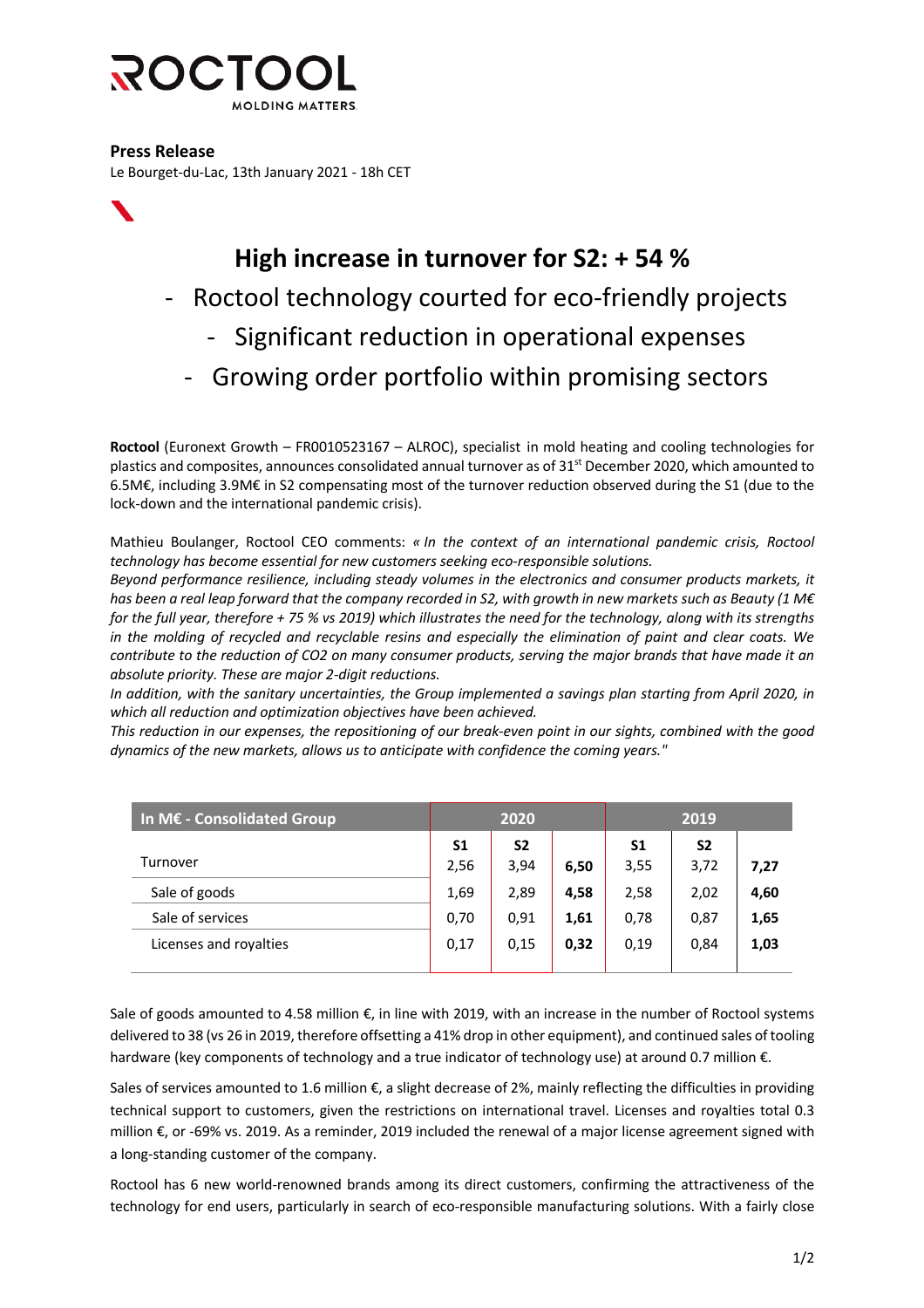ROCTOOL
MOLDING MATTERS

**Press Release**
Le Bourget-du-Lac, 13th January 2021 - 18h CET

# High increase in turnover for S2: + 54 %

- Roctool technology courted for eco-friendly projects
- Significant reduction in operational expenses
- Growing order portfolio within promising sectors

**Roctool** (Euronext Growth – FR0010523167 – ALROC), specialist in mold heating and cooling technologies for plastics and composites, announces consolidated annual turnover as of 31st December 2020, which amounted to 6.5M€, including 3.9M€ in S2 compensating most of the turnover reduction observed during the S1 (due to the lock-down and the international pandemic crisis).

Mathieu Boulanger, Roctool CEO comments: *« In the context of an international pandemic crisis, Roctool technology has become essential for new customers seeking eco-responsible solutions.*
*Beyond performance resilience, including steady volumes in the electronics and consumer products markets, it has been a real leap forward that the company recorded in S2, with growth in new markets such as Beauty (1 M€ for the full year, therefore + 75 % vs 2019) which illustrates the need for the technology, along with its strengths in the molding of recycled and recyclable resins and especially the elimination of paint and clear coats. We contribute to the reduction of CO2 on many consumer products, serving the major brands that have made it an absolute priority. These are major 2-digit reductions.*
*In addition, with the sanitary uncertainties, the Group implemented a savings plan starting from April 2020, in which all reduction and optimization objectives have been achieved.*
*This reduction in our expenses, the repositioning of our break-even point in our sights, combined with the good dynamics of the new markets, allows us to anticipate with confidence the coming years."*

| In M€ - Consolidated Group | 2020 | | | 2019 | | |
|---|---|---|---|---|---|---|
| | S1 | S2 | | S1 | S2 | |
| Turnover | 2,56 | 3,94 | **6,50** | 3,55 | 3,72 | **7,27** |
| Sale of goods | 1,69 | 2,89 | **4,58** | 2,58 | 2,02 | **4,60** |
| Sale of services | 0,70 | 0,91 | **1,61** | 0,78 | 0,87 | **1,65** |
| Licenses and royalties | 0,17 | 0,15 | **0,32** | 0,19 | 0,84 | **1,03** |

Sale of goods amounted to 4.58 million €, in line with 2019, with an increase in the number of Roctool systems delivered to 38 (vs 26 in 2019, therefore offsetting a 41% drop in other equipment), and continued sales of tooling hardware (key components of technology and a true indicator of technology use) at around 0.7 million €.

Sales of services amounted to 1.6 million €, a slight decrease of 2%, mainly reflecting the difficulties in providing technical support to customers, given the restrictions on international travel. Licenses and royalties total 0.3 million €, or -69% vs. 2019. As a reminder, 2019 included the renewal of a major license agreement signed with a long-standing customer of the company.

Roctool has 6 new world-renowned brands among its direct customers, confirming the attractiveness of the technology for end users, particularly in search of eco-responsible manufacturing solutions. With a fairly close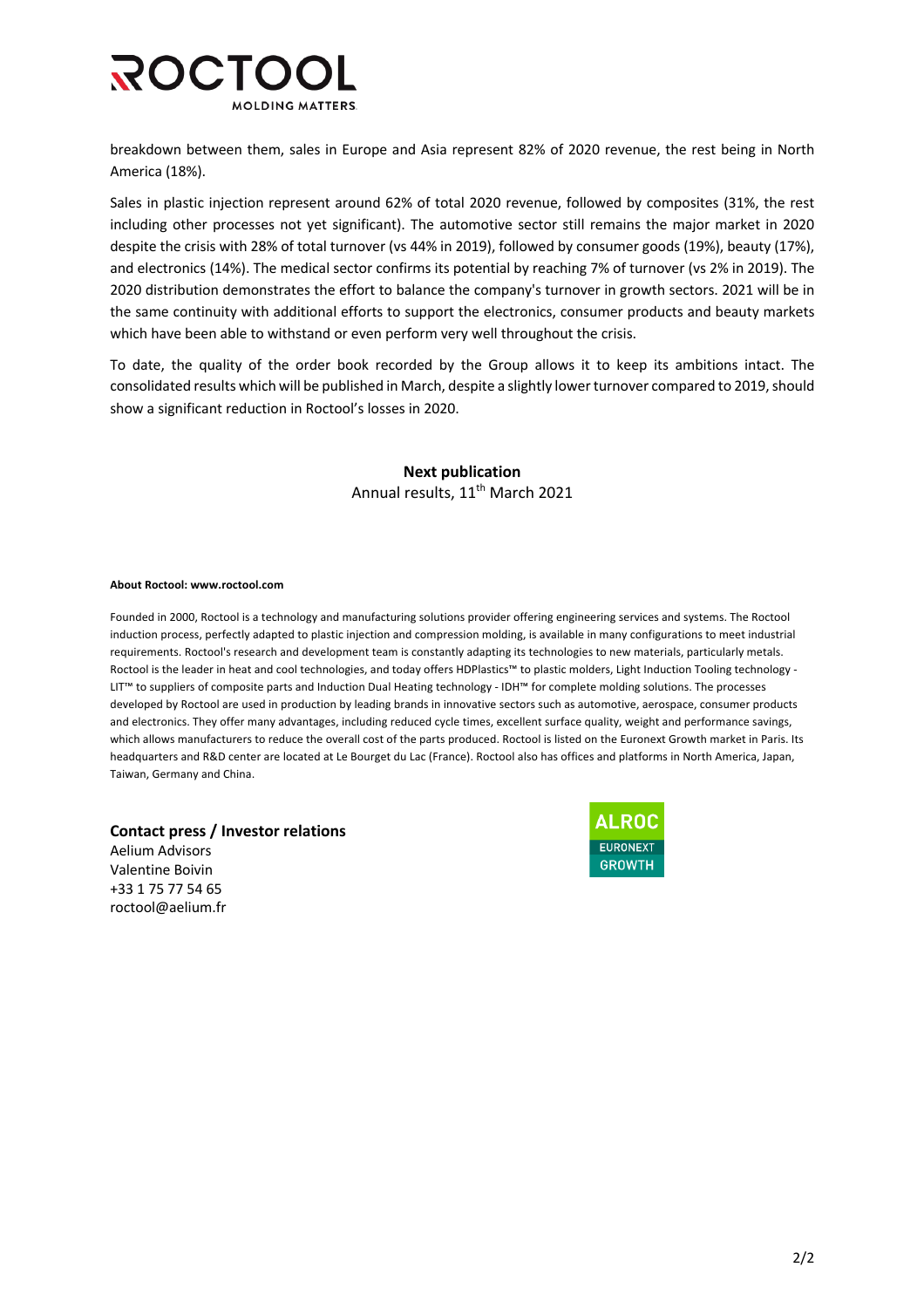breakdown between them, sales in Europe and Asia represent 82% of 2020 revenue, the rest being in North America (18%).

Sales in plastic injection represent around 62% of total 2020 revenue, followed by composites (31%, the rest including other processes not yet significant). The automotive sector still remains the major market in 2020 despite the crisis with 28% of total turnover (vs 44% in 2019), followed by consumer goods (19%), beauty (17%), and electronics (14%). The medical sector confirms its potential by reaching 7% of turnover (vs 2% in 2019). The 2020 distribution demonstrates the effort to balance the company's turnover in growth sectors. 2021 will be in the same continuity with additional efforts to support the electronics, consumer products and beauty markets which have been able to withstand or even perform very well throughout the crisis.

To date, the quality of the order book recorded by the Group allows it to keep its ambitions intact. The consolidated results which will be published in March, despite a slightly lower turnover compared to 2019, should show a significant reduction in Roctool's losses in 2020.

**Next publication**
Annual results, 11th March 2021

**About Roctool: www.roctool.com**

Founded in 2000, Roctool is a technology and manufacturing solutions provider offering engineering services and systems. The Roctool induction process, perfectly adapted to plastic injection and compression molding, is available in many configurations to meet industrial requirements. Roctool's research and development team is constantly adapting its technologies to new materials, particularly metals. Roctool is the leader in heat and cool technologies, and today offers HDPlastics™ to plastic molders, Light Induction Tooling technology - LIT™ to suppliers of composite parts and Induction Dual Heating technology - IDH™ for complete molding solutions. The processes developed by Roctool are used in production by leading brands in innovative sectors such as automotive, aerospace, consumer products and electronics. They offer many advantages, including reduced cycle times, excellent surface quality, weight and performance savings, which allows manufacturers to reduce the overall cost of the parts produced. Roctool is listed on the Euronext Growth market in Paris. Its headquarters and R&D center are located at Le Bourget du Lac (France). Roctool also has offices and platforms in North America, Japan, Taiwan, Germany and China.

**Contact press / Investor relations**
Aelium Advisors
Valentine Boivin
+33 1 75 77 54 65
roctool@aelium.fr

ALROC
EURONEXT
GROWTH